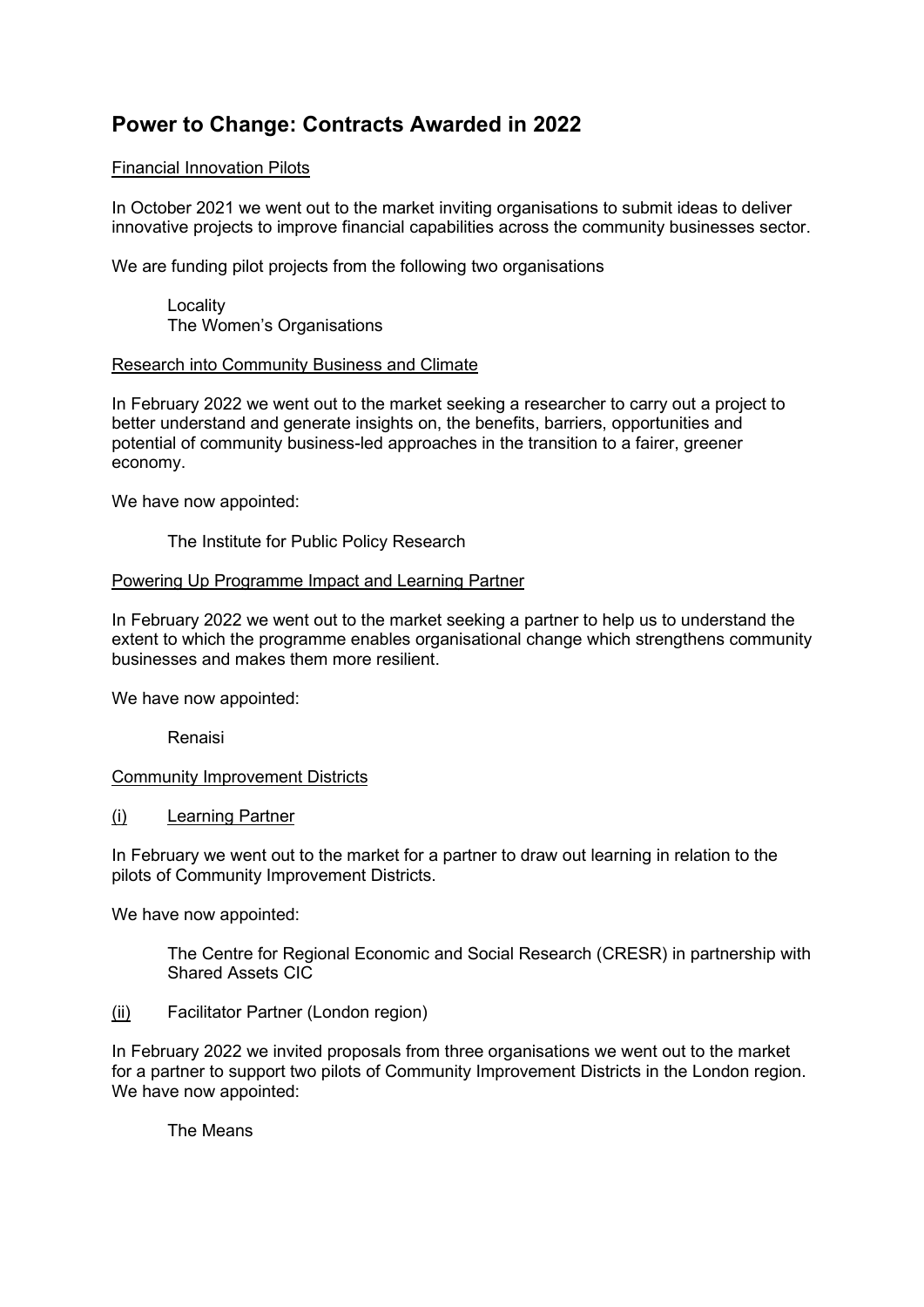# Power to Change: Contracts Awarded in 2022

## Financial Innovation Pilots

In October 2021 we went out to the market inviting organisations to submit ideas to deliver innovative projects to improve financial capabilities across the community businesses sector.

We are funding pilot projects from the following two organisations

Locality
The Women's Organisations

## Research into Community Business and Climate

In February 2022 we went out to the market seeking a researcher to carry out a project to better understand and generate insights on, the benefits, barriers, opportunities and potential of community business-led approaches in the transition to a fairer, greener economy.

We have now appointed:

The Institute for Public Policy Research

## Powering Up Programme Impact and Learning Partner

In February 2022 we went out to the market seeking a partner to help us to understand the extent to which the programme enables organisational change which strengthens community businesses and makes them more resilient.

We have now appointed:

Renaisi

## Community Improvement Districts

### (i) Learning Partner

In February we went out to the market for a partner to draw out learning in relation to the pilots of Community Improvement Districts.

We have now appointed:

The Centre for Regional Economic and Social Research (CRESR) in partnership with Shared Assets CIC

### (ii) Facilitator Partner (London region)

In February 2022 we invited proposals from three organisations we went out to the market for a partner to support two pilots of Community Improvement Districts in the London region. We have now appointed:

The Means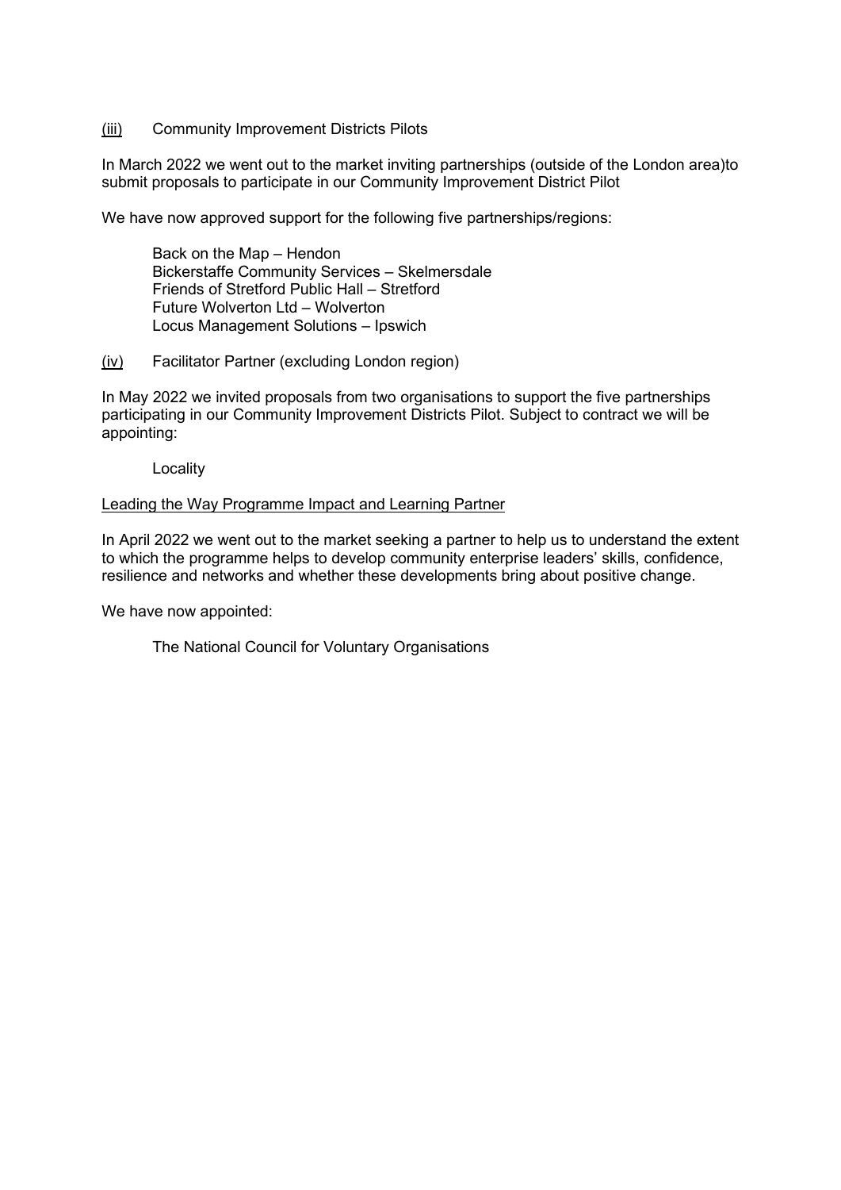<u>(iii)</u> Community Improvement Districts Pilots

In March 2022 we went out to the market inviting partnerships (outside of the London area)to submit proposals to participate in our Community Improvement District Pilot

We have now approved support for the following five partnerships/regions:

Back on the Map – Hendon
Bickerstaffe Community Services – Skelmersdale
Friends of Stretford Public Hall – Stretford
Future Wolverton Ltd – Wolverton
Locus Management Solutions – Ipswich

<u>(iv)</u> Facilitator Partner (excluding London region)

In May 2022 we invited proposals from two organisations to support the five partnerships participating in our Community Improvement Districts Pilot. Subject to contract we will be appointing:

Locality

<u>Leading the Way Programme Impact and Learning Partner</u>

In April 2022 we went out to the market seeking a partner to help us to understand the extent to which the programme helps to develop community enterprise leaders' skills, confidence, resilience and networks and whether these developments bring about positive change.

We have now appointed:

The National Council for Voluntary Organisations